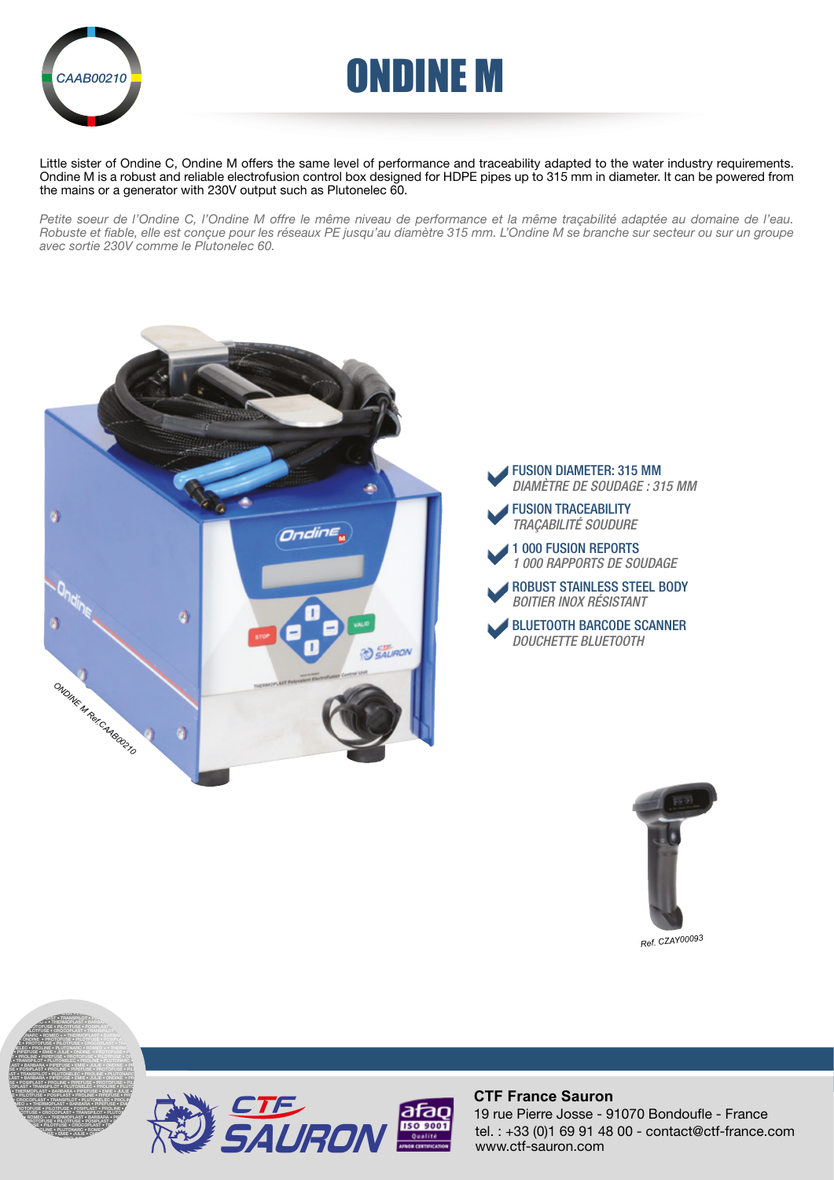CAAB00210

# ONDINE M

Little sister of Ondine C, Ondine M offers the same level of performance and traceability adapted to the water industry requirements. Ondine M is a robust and reliable electrofusion control box designed for HDPE pipes up to 315 mm in diameter. It can be powered from the mains or a generator with 230V output such as Plutonelec 60.

*Petite soeur de l'Ondine C, l'Ondine M offre le même niveau de performance et la même traçabilité adaptée au domaine de l'eau. Robuste et fiable, elle est conçue pour les réseaux PE jusqu'au diamètre 315 mm. L'Ondine M se branche sur secteur ou sur un groupe avec sortie 230V comme le Plutonelec 60.*

ONDINE M Ref.CAAB00210

- **FUSION DIAMETER: 315 MM**
  *DIAMÈTRE DE SOUDAGE : 315 MM*
- **FUSION TRACEABILITY**
  *TRAÇABILITÉ SOUDURE*
- **1 000 FUSION REPORTS**
  *1 000 RAPPORTS DE SOUDAGE*
- **ROBUST STAINLESS STEEL BODY**
  *BOITIER INOX RÉSISTANT*
- **BLUETOOTH BARCODE SCANNER**
  *DOUCHETTE BLUETOOTH*

*Ref.* CZAY00093

**CTF France Sauron**
19 rue Pierre Josse - 91070 Bondoufle - France
tel. : +33 (0)1 69 91 48 00 - contact@ctf-france.com
www.ctf-sauron.com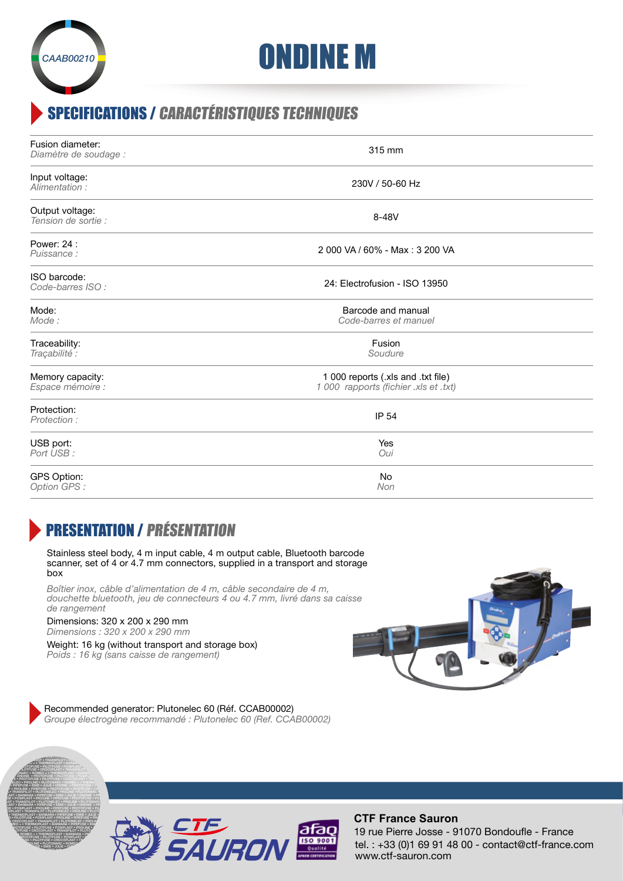CAAB00210

# ONDINE M

## SPECIFICATIONS / *CARACTÉRISTIQUES TECHNIQUES*

| | |
|---|---|
| Fusion diameter: *Diamètre de soudage :* | 315 mm |
| Input voltage: *Alimentation :* | 230V / 50-60 Hz |
| Output voltage: *Tension de sortie :* | 8-48V |
| Power: 24 : *Puissance :* | 2 000 VA / 60% - Max : 3 200 VA |
| ISO barcode: *Code-barres ISO :* | 24: Electrofusion - ISO 13950 |
| Mode: *Mode :* | Barcode and manual *Code-barres et manuel* |
| Traceability: *Traçabilité :* | Fusion *Soudure* |
| Memory capacity: *Espace mémoire :* | 1 000 reports (.xls and .txt file) *1 000 rapports (fichier .xls et .txt)* |
| Protection: *Protection :* | IP 54 |
| USB port: *Port USB :* | Yes *Oui* |
| GPS Option: *Option GPS :* | No *Non* |

## PRESENTATION / *PRÉSENTATION*

Stainless steel body, 4 m input cable, 4 m output cable, Bluetooth barcode scanner, set of 4 or 4.7 mm connectors, supplied in a transport and storage box

*Boîtier inox, câble d'alimentation de 4 m, câble secondaire de 4 m, douchette bluetooth, jeu de connecteurs 4 ou 4.7 mm, livré dans sa caisse de rangement*

Dimensions: 320 x 200 x 290 mm
*Dimensions : 320 x 200 x 290 mm*

Weight: 16 kg (without transport and storage box)
*Poids : 16 kg (sans caisse de rangement)*

Recommended generator: Plutonelec 60 (Réf. CCAB00002)
*Groupe électrogène recommandé : Plutonelec 60 (Ref. CCAB00002)*

**CTF France Sauron**
19 rue Pierre Josse - 91070 Bondoufle - France
tel. : +33 (0)1 69 91 48 00 - contact@ctf-france.com
www.ctf-sauron.com